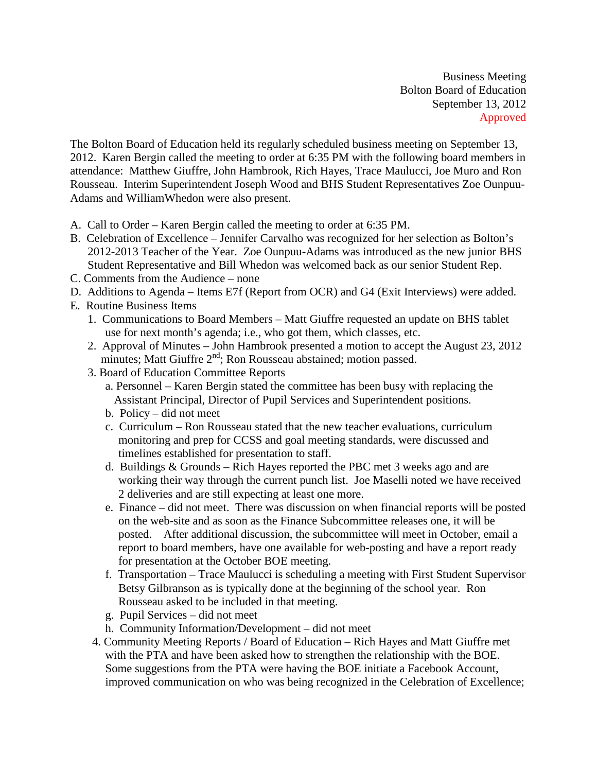Business Meeting
Bolton Board of Education
September 13, 2012
Approved

The Bolton Board of Education held its regularly scheduled business meeting on September 13, 2012. Karen Bergin called the meeting to order at 6:35 PM with the following board members in attendance: Matthew Giuffre, John Hambrook, Rich Hayes, Trace Maulucci, Joe Muro and Ron Rousseau. Interim Superintendent Joseph Wood and BHS Student Representatives Zoe Ounpuu-Adams and WilliamWhedon were also present.

A. Call to Order – Karen Bergin called the meeting to order at 6:35 PM.
B. Celebration of Excellence – Jennifer Carvalho was recognized for her selection as Bolton's 2012-2013 Teacher of the Year. Zoe Ounpuu-Adams was introduced as the new junior BHS Student Representative and Bill Whedon was welcomed back as our senior Student Rep.
C. Comments from the Audience – none
D. Additions to Agenda – Items E7f (Report from OCR) and G4 (Exit Interviews) were added.
E. Routine Business Items
   1. Communications to Board Members – Matt Giuffre requested an update on BHS tablet use for next month's agenda; i.e., who got them, which classes, etc.
   2. Approval of Minutes – John Hambrook presented a motion to accept the August 23, 2012 minutes; Matt Giuffre 2nd; Ron Rousseau abstained; motion passed.
   3. Board of Education Committee Reports
      a. Personnel – Karen Bergin stated the committee has been busy with replacing the Assistant Principal, Director of Pupil Services and Superintendent positions.
      b. Policy – did not meet
      c. Curriculum – Ron Rousseau stated that the new teacher evaluations, curriculum monitoring and prep for CCSS and goal meeting standards, were discussed and timelines established for presentation to staff.
      d. Buildings & Grounds – Rich Hayes reported the PBC met 3 weeks ago and are working their way through the current punch list. Joe Maselli noted we have received 2 deliveries and are still expecting at least one more.
      e. Finance – did not meet. There was discussion on when financial reports will be posted on the web-site and as soon as the Finance Subcommittee releases one, it will be posted. After additional discussion, the subcommittee will meet in October, email a report to board members, have one available for web-posting and have a report ready for presentation at the October BOE meeting.
      f. Transportation – Trace Maulucci is scheduling a meeting with First Student Supervisor Betsy Gilbranson as is typically done at the beginning of the school year. Ron Rousseau asked to be included in that meeting.
      g. Pupil Services – did not meet
      h. Community Information/Development – did not meet
   4. Community Meeting Reports / Board of Education – Rich Hayes and Matt Giuffre met with the PTA and have been asked how to strengthen the relationship with the BOE. Some suggestions from the PTA were having the BOE initiate a Facebook Account, improved communication on who was being recognized in the Celebration of Excellence;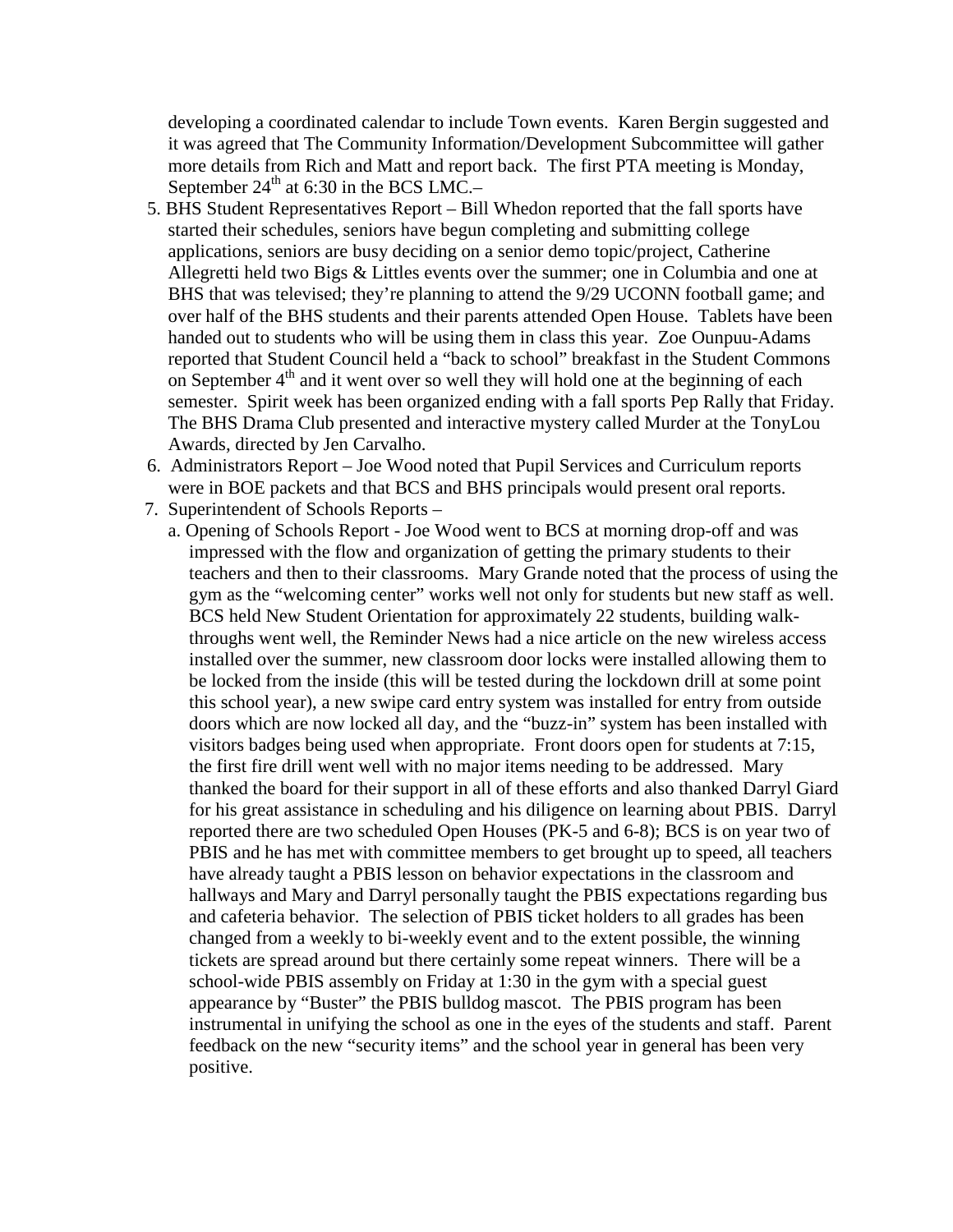developing a coordinated calendar to include Town events. Karen Bergin suggested and it was agreed that The Community Information/Development Subcommittee will gather more details from Rich and Matt and report back. The first PTA meeting is Monday, September 24th at 6:30 in the BCS LMC.–

5. BHS Student Representatives Report – Bill Whedon reported that the fall sports have started their schedules, seniors have begun completing and submitting college applications, seniors are busy deciding on a senior demo topic/project, Catherine Allegretti held two Bigs & Littles events over the summer; one in Columbia and one at BHS that was televised; they're planning to attend the 9/29 UCONN football game; and over half of the BHS students and their parents attended Open House. Tablets have been handed out to students who will be using them in class this year. Zoe Ounpuu-Adams reported that Student Council held a "back to school" breakfast in the Student Commons on September 4th and it went over so well they will hold one at the beginning of each semester. Spirit week has been organized ending with a fall sports Pep Rally that Friday. The BHS Drama Club presented and interactive mystery called Murder at the TonyLou Awards, directed by Jen Carvalho.
6. Administrators Report – Joe Wood noted that Pupil Services and Curriculum reports were in BOE packets and that BCS and BHS principals would present oral reports.
7. Superintendent of Schools Reports –
   a. Opening of Schools Report - Joe Wood went to BCS at morning drop-off and was impressed with the flow and organization of getting the primary students to their teachers and then to their classrooms. Mary Grande noted that the process of using the gym as the "welcoming center" works well not only for students but new staff as well. BCS held New Student Orientation for approximately 22 students, building walk-throughs went well, the Reminder News had a nice article on the new wireless access installed over the summer, new classroom door locks were installed allowing them to be locked from the inside (this will be tested during the lockdown drill at some point this school year), a new swipe card entry system was installed for entry from outside doors which are now locked all day, and the "buzz-in" system has been installed with visitors badges being used when appropriate. Front doors open for students at 7:15, the first fire drill went well with no major items needing to be addressed. Mary thanked the board for their support in all of these efforts and also thanked Darryl Giard for his great assistance in scheduling and his diligence on learning about PBIS. Darryl reported there are two scheduled Open Houses (PK-5 and 6-8); BCS is on year two of PBIS and he has met with committee members to get brought up to speed, all teachers have already taught a PBIS lesson on behavior expectations in the classroom and hallways and Mary and Darryl personally taught the PBIS expectations regarding bus and cafeteria behavior. The selection of PBIS ticket holders to all grades has been changed from a weekly to bi-weekly event and to the extent possible, the winning tickets are spread around but there certainly some repeat winners. There will be a school-wide PBIS assembly on Friday at 1:30 in the gym with a special guest appearance by "Buster" the PBIS bulldog mascot. The PBIS program has been instrumental in unifying the school as one in the eyes of the students and staff. Parent feedback on the new "security items" and the school year in general has been very positive.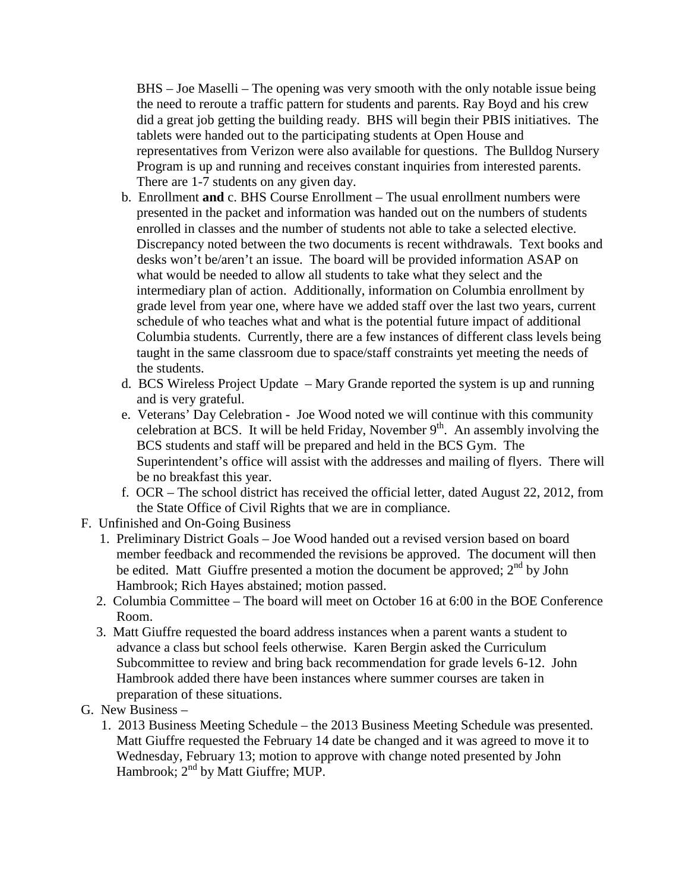BHS – Joe Maselli – The opening was very smooth with the only notable issue being the need to reroute a traffic pattern for students and parents. Ray Boyd and his crew did a great job getting the building ready. BHS will begin their PBIS initiatives. The tablets were handed out to the participating students at Open House and representatives from Verizon were also available for questions. The Bulldog Nursery Program is up and running and receives constant inquiries from interested parents. There are 1-7 students on any given day.

b. Enrollment **and** c. BHS Course Enrollment – The usual enrollment numbers were presented in the packet and information was handed out on the numbers of students enrolled in classes and the number of students not able to take a selected elective. Discrepancy noted between the two documents is recent withdrawals. Text books and desks won't be/aren't an issue. The board will be provided information ASAP on what would be needed to allow all students to take what they select and the intermediary plan of action. Additionally, information on Columbia enrollment by grade level from year one, where have we added staff over the last two years, current schedule of who teaches what and what is the potential future impact of additional Columbia students. Currently, there are a few instances of different class levels being taught in the same classroom due to space/staff constraints yet meeting the needs of the students.

d. BCS Wireless Project Update – Mary Grande reported the system is up and running and is very grateful.

e. Veterans' Day Celebration - Joe Wood noted we will continue with this community celebration at BCS. It will be held Friday, November 9th. An assembly involving the BCS students and staff will be prepared and held in the BCS Gym. The Superintendent's office will assist with the addresses and mailing of flyers. There will be no breakfast this year.

f. OCR – The school district has received the official letter, dated August 22, 2012, from the State Office of Civil Rights that we are in compliance.

F. Unfinished and On-Going Business

1. Preliminary District Goals – Joe Wood handed out a revised version based on board member feedback and recommended the revisions be approved. The document will then be edited. Matt Giuffre presented a motion the document be approved; 2nd by John Hambrook; Rich Hayes abstained; motion passed.
2. Columbia Committee – The board will meet on October 16 at 6:00 in the BOE Conference Room.
3. Matt Giuffre requested the board address instances when a parent wants a student to advance a class but school feels otherwise. Karen Bergin asked the Curriculum Subcommittee to review and bring back recommendation for grade levels 6-12. John Hambrook added there have been instances where summer courses are taken in preparation of these situations.

G. New Business –

1. 2013 Business Meeting Schedule – the 2013 Business Meeting Schedule was presented. Matt Giuffre requested the February 14 date be changed and it was agreed to move it to Wednesday, February 13; motion to approve with change noted presented by John Hambrook; 2nd by Matt Giuffre; MUP.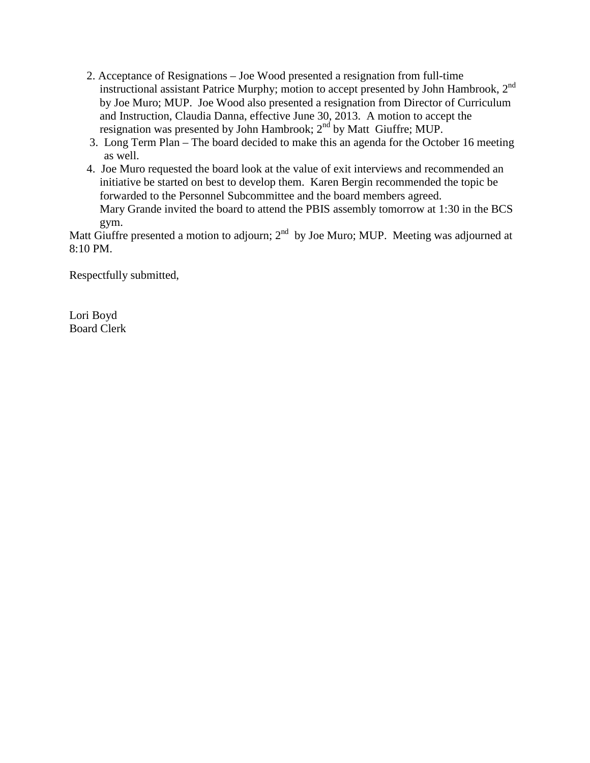2. Acceptance of Resignations – Joe Wood presented a resignation from full-time instructional assistant Patrice Murphy; motion to accept presented by John Hambrook, 2nd by Joe Muro; MUP. Joe Wood also presented a resignation from Director of Curriculum and Instruction, Claudia Danna, effective June 30, 2013. A motion to accept the resignation was presented by John Hambrook; 2nd by Matt Giuffre; MUP.
3. Long Term Plan – The board decided to make this an agenda for the October 16 meeting as well.
4. Joe Muro requested the board look at the value of exit interviews and recommended an initiative be started on best to develop them. Karen Bergin recommended the topic be forwarded to the Personnel Subcommittee and the board members agreed.
   Mary Grande invited the board to attend the PBIS assembly tomorrow at 1:30 in the BCS gym.

Matt Giuffre presented a motion to adjourn; 2nd by Joe Muro; MUP. Meeting was adjourned at 8:10 PM.

Respectfully submitted,

Lori Boyd
Board Clerk